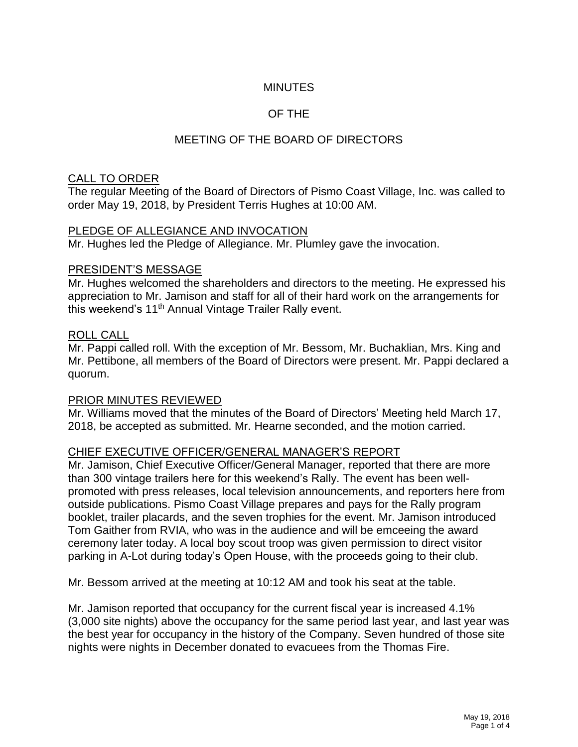# MINUTES

# OF THE

# MEETING OF THE BOARD OF DIRECTORS

## CALL TO ORDER

The regular Meeting of the Board of Directors of Pismo Coast Village, Inc. was called to order May 19, 2018, by President Terris Hughes at 10:00 AM.

## PLEDGE OF ALLEGIANCE AND INVOCATION

Mr. Hughes led the Pledge of Allegiance. Mr. Plumley gave the invocation.

## PRESIDENT'S MESSAGE

Mr. Hughes welcomed the shareholders and directors to the meeting. He expressed his appreciation to Mr. Jamison and staff for all of their hard work on the arrangements for this weekend's 11th Annual Vintage Trailer Rally event.

## ROLL CALL

Mr. Pappi called roll. With the exception of Mr. Bessom, Mr. Buchaklian, Mrs. King and Mr. Pettibone, all members of the Board of Directors were present. Mr. Pappi declared a quorum.

## PRIOR MINUTES REVIEWED

Mr. Williams moved that the minutes of the Board of Directors' Meeting held March 17, 2018, be accepted as submitted. Mr. Hearne seconded, and the motion carried.

## CHIEF EXECUTIVE OFFICER/GENERAL MANAGER'S REPORT

Mr. Jamison, Chief Executive Officer/General Manager, reported that there are more than 300 vintage trailers here for this weekend's Rally. The event has been well-promoted with press releases, local television announcements, and reporters here from outside publications. Pismo Coast Village prepares and pays for the Rally program booklet, trailer placards, and the seven trophies for the event. Mr. Jamison introduced Tom Gaither from RVIA, who was in the audience and will be emceeing the award ceremony later today. A local boy scout troop was given permission to direct visitor parking in A-Lot during today's Open House, with the proceeds going to their club.

Mr. Bessom arrived at the meeting at 10:12 AM and took his seat at the table.

Mr. Jamison reported that occupancy for the current fiscal year is increased 4.1% (3,000 site nights) above the occupancy for the same period last year, and last year was the best year for occupancy in the history of the Company. Seven hundred of those site nights were nights in December donated to evacuees from the Thomas Fire.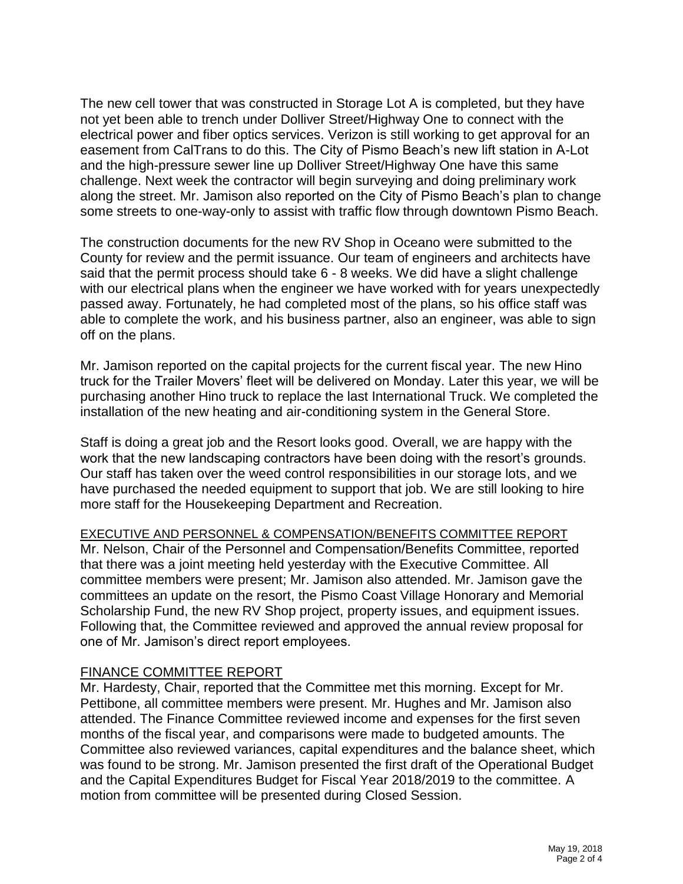The new cell tower that was constructed in Storage Lot A is completed, but they have not yet been able to trench under Dolliver Street/Highway One to connect with the electrical power and fiber optics services. Verizon is still working to get approval for an easement from CalTrans to do this. The City of Pismo Beach's new lift station in A-Lot and the high-pressure sewer line up Dolliver Street/Highway One have this same challenge. Next week the contractor will begin surveying and doing preliminary work along the street. Mr. Jamison also reported on the City of Pismo Beach's plan to change some streets to one-way-only to assist with traffic flow through downtown Pismo Beach.

The construction documents for the new RV Shop in Oceano were submitted to the County for review and the permit issuance. Our team of engineers and architects have said that the permit process should take 6 - 8 weeks. We did have a slight challenge with our electrical plans when the engineer we have worked with for years unexpectedly passed away. Fortunately, he had completed most of the plans, so his office staff was able to complete the work, and his business partner, also an engineer, was able to sign off on the plans.

Mr. Jamison reported on the capital projects for the current fiscal year. The new Hino truck for the Trailer Movers' fleet will be delivered on Monday. Later this year, we will be purchasing another Hino truck to replace the last International Truck. We completed the installation of the new heating and air-conditioning system in the General Store.

Staff is doing a great job and the Resort looks good. Overall, we are happy with the work that the new landscaping contractors have been doing with the resort's grounds. Our staff has taken over the weed control responsibilities in our storage lots, and we have purchased the needed equipment to support that job. We are still looking to hire more staff for the Housekeeping Department and Recreation.

## EXECUTIVE AND PERSONNEL & COMPENSATION/BENEFITS COMMITTEE REPORT

Mr. Nelson, Chair of the Personnel and Compensation/Benefits Committee, reported that there was a joint meeting held yesterday with the Executive Committee. All committee members were present; Mr. Jamison also attended. Mr. Jamison gave the committees an update on the resort, the Pismo Coast Village Honorary and Memorial Scholarship Fund, the new RV Shop project, property issues, and equipment issues. Following that, the Committee reviewed and approved the annual review proposal for one of Mr. Jamison's direct report employees.

## FINANCE COMMITTEE REPORT

Mr. Hardesty, Chair, reported that the Committee met this morning. Except for Mr. Pettibone, all committee members were present. Mr. Hughes and Mr. Jamison also attended. The Finance Committee reviewed income and expenses for the first seven months of the fiscal year, and comparisons were made to budgeted amounts. The Committee also reviewed variances, capital expenditures and the balance sheet, which was found to be strong. Mr. Jamison presented the first draft of the Operational Budget and the Capital Expenditures Budget for Fiscal Year 2018/2019 to the committee. A motion from committee will be presented during Closed Session.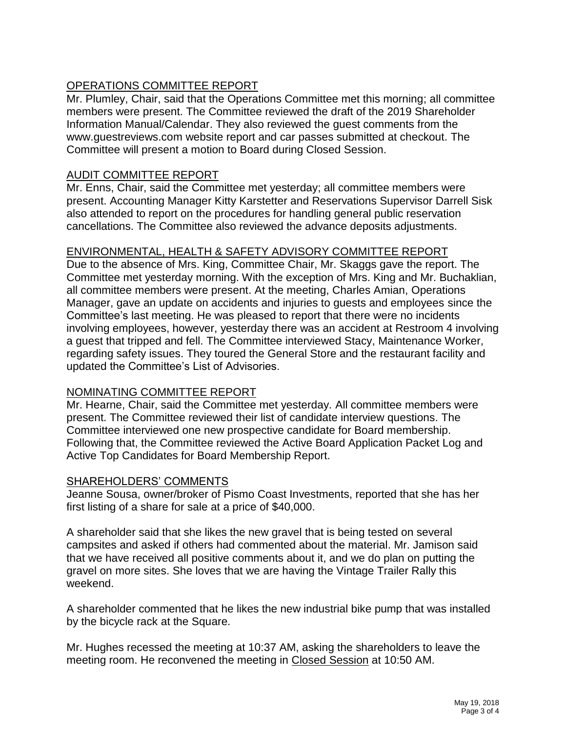## OPERATIONS COMMITTEE REPORT

Mr. Plumley, Chair, said that the Operations Committee met this morning; all committee members were present. The Committee reviewed the draft of the 2019 Shareholder Information Manual/Calendar. They also reviewed the guest comments from the www.guestreviews.com website report and car passes submitted at checkout. The Committee will present a motion to Board during Closed Session.

## AUDIT COMMITTEE REPORT

Mr. Enns, Chair, said the Committee met yesterday; all committee members were present. Accounting Manager Kitty Karstetter and Reservations Supervisor Darrell Sisk also attended to report on the procedures for handling general public reservation cancellations. The Committee also reviewed the advance deposits adjustments.

## ENVIRONMENTAL, HEALTH & SAFETY ADVISORY COMMITTEE REPORT

Due to the absence of Mrs. King, Committee Chair, Mr. Skaggs gave the report. The Committee met yesterday morning. With the exception of Mrs. King and Mr. Buchaklian, all committee members were present. At the meeting, Charles Amian, Operations Manager, gave an update on accidents and injuries to guests and employees since the Committee's last meeting. He was pleased to report that there were no incidents involving employees, however, yesterday there was an accident at Restroom 4 involving a guest that tripped and fell. The Committee interviewed Stacy, Maintenance Worker, regarding safety issues. They toured the General Store and the restaurant facility and updated the Committee's List of Advisories.

## NOMINATING COMMITTEE REPORT

Mr. Hearne, Chair, said the Committee met yesterday. All committee members were present. The Committee reviewed their list of candidate interview questions. The Committee interviewed one new prospective candidate for Board membership. Following that, the Committee reviewed the Active Board Application Packet Log and Active Top Candidates for Board Membership Report.

## SHAREHOLDERS' COMMENTS

Jeanne Sousa, owner/broker of Pismo Coast Investments, reported that she has her first listing of a share for sale at a price of $40,000.

A shareholder said that she likes the new gravel that is being tested on several campsites and asked if others had commented about the material. Mr. Jamison said that we have received all positive comments about it, and we do plan on putting the gravel on more sites. She loves that we are having the Vintage Trailer Rally this weekend.

A shareholder commented that he likes the new industrial bike pump that was installed by the bicycle rack at the Square.

Mr. Hughes recessed the meeting at 10:37 AM, asking the shareholders to leave the meeting room. He reconvened the meeting in Closed Session at 10:50 AM.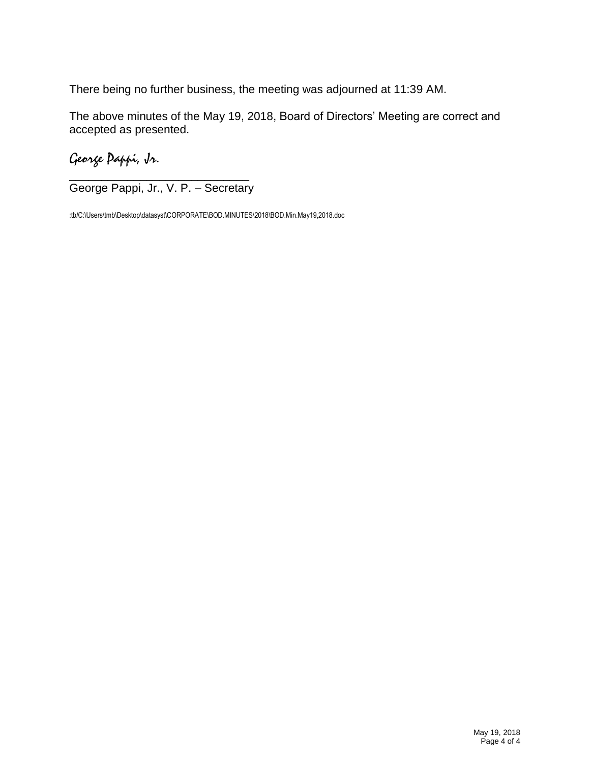There being no further business, the meeting was adjourned at 11:39 AM.

The above minutes of the May 19, 2018, Board of Directors' Meeting are correct and accepted as presented.

*George Pappi, Jr.*

______________________________

George Pappi, Jr., V. P. – Secretary

:tb/C:\Users\tmb\Desktop\datasyst\CORPORATE\BOD.MINUTES\2018\BOD.Min.May19,2018.doc